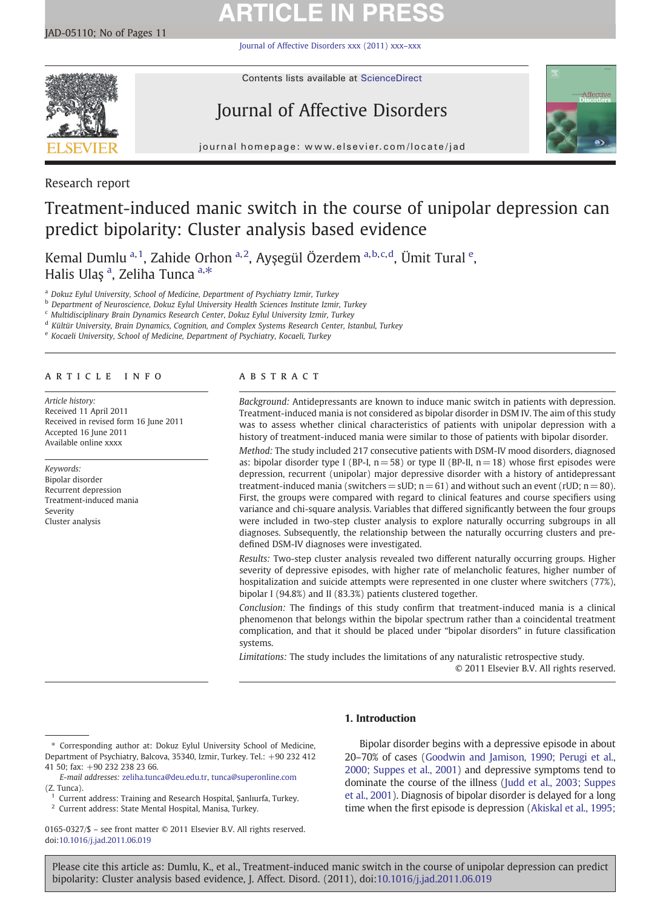Research report

# Treatment-induced manic switch in the course of unipolar depression can predict bipolarity: Cluster analysis based evidence

Kemal Dumlu [a,1], Zahide Orhon [a,2], Ayşegül Özerdem [a,b,c,d], Ümit Tural [e], Halis Ulaş [a], Zeliha Tunca [a,*]

[a] Dokuz Eylul University, School of Medicine, Department of Psychiatry Izmir, Turkey
[b] Department of Neuroscience, Dokuz Eylul University Health Sciences Institute Izmir, Turkey
[c] Multidisciplinary Brain Dynamics Research Center, Dokuz Eylul University Izmir, Turkey
[d] Kültür University, Brain Dynamics, Cognition, and Complex Systems Research Center, Istanbul, Turkey
[e] Kocaeli University, School of Medicine, Department of Psychiatry, Kocaeli, Turkey

## ARTICLE INFO

*Article history:*
Received 11 April 2011
Received in revised form 16 June 2011
Accepted 16 June 2011
Available online xxxx

*Keywords:*
Bipolar disorder
Recurrent depression
Treatment-induced mania
Severity
Cluster analysis

## ABSTRACT

*Background:* Antidepressants are known to induce manic switch in patients with depression. Treatment-induced mania is not considered as bipolar disorder in DSM IV. The aim of this study was to assess whether clinical characteristics of patients with unipolar depression with a history of treatment-induced mania were similar to those of patients with bipolar disorder.

*Method:* The study included 217 consecutive patients with DSM-IV mood disorders, diagnosed as: bipolar disorder type I (BP-I, n = 58) or type II (BP-II, n = 18) whose first episodes were depression, recurrent (unipolar) major depressive disorder with a history of antidepressant treatment-induced mania (switchers = sUD; n = 61) and without such an event (rUD; n = 80). First, the groups were compared with regard to clinical features and course specifiers using variance and chi-square analysis. Variables that differed significantly between the four groups were included in two-step cluster analysis to explore naturally occurring subgroups in all diagnoses. Subsequently, the relationship between the naturally occurring clusters and pre-defined DSM-IV diagnoses were investigated.

*Results:* Two-step cluster analysis revealed two different naturally occurring groups. Higher severity of depressive episodes, with higher rate of melancholic features, higher number of hospitalization and suicide attempts were represented in one cluster where switchers (77%), bipolar I (94.8%) and II (83.3%) patients clustered together.

*Conclusion:* The findings of this study confirm that treatment-induced mania is a clinical phenomenon that belongs within the bipolar spectrum rather than a coincidental treatment complication, and that it should be placed under "bipolar disorders" in future classification systems.

*Limitations:* The study includes the limitations of any naturalistic retrospective study.

© 2011 Elsevier B.V. All rights reserved.

## 1. Introduction

Bipolar disorder begins with a depressive episode in about 20–70% of cases (Goodwin and Jamison, 1990; Perugi et al., 2000; Suppes et al., 2001) and depressive symptoms tend to dominate the course of the illness (Judd et al., 2003; Suppes et al., 2001). Diagnosis of bipolar disorder is delayed for a long time when the first episode is depression (Akiskal et al., 1995;

---

* Corresponding author at: Dokuz Eylul University School of Medicine, Department of Psychiatry, Balcova, 35340, Izmir, Turkey. Tel.: +90 232 412 41 50; fax: +90 232 238 23 66.
*E-mail addresses:* zeliha.tunca@deu.edu.tr, tunca@superonline.com (Z. Tunca).

[1] Current address: Training and Research Hospital, Şanlıurfa, Turkey.
[2] Current address: State Mental Hospital, Manisa, Turkey.

0165-0327/$ – see front matter © 2011 Elsevier B.V. All rights reserved.
doi:10.1016/j.jad.2011.06.019

Please cite this article as: Dumlu, K., et al., Treatment-induced manic switch in the course of unipolar depression can predict bipolarity: Cluster analysis based evidence, J. Affect. Disord. (2011), doi:10.1016/j.jad.2011.06.019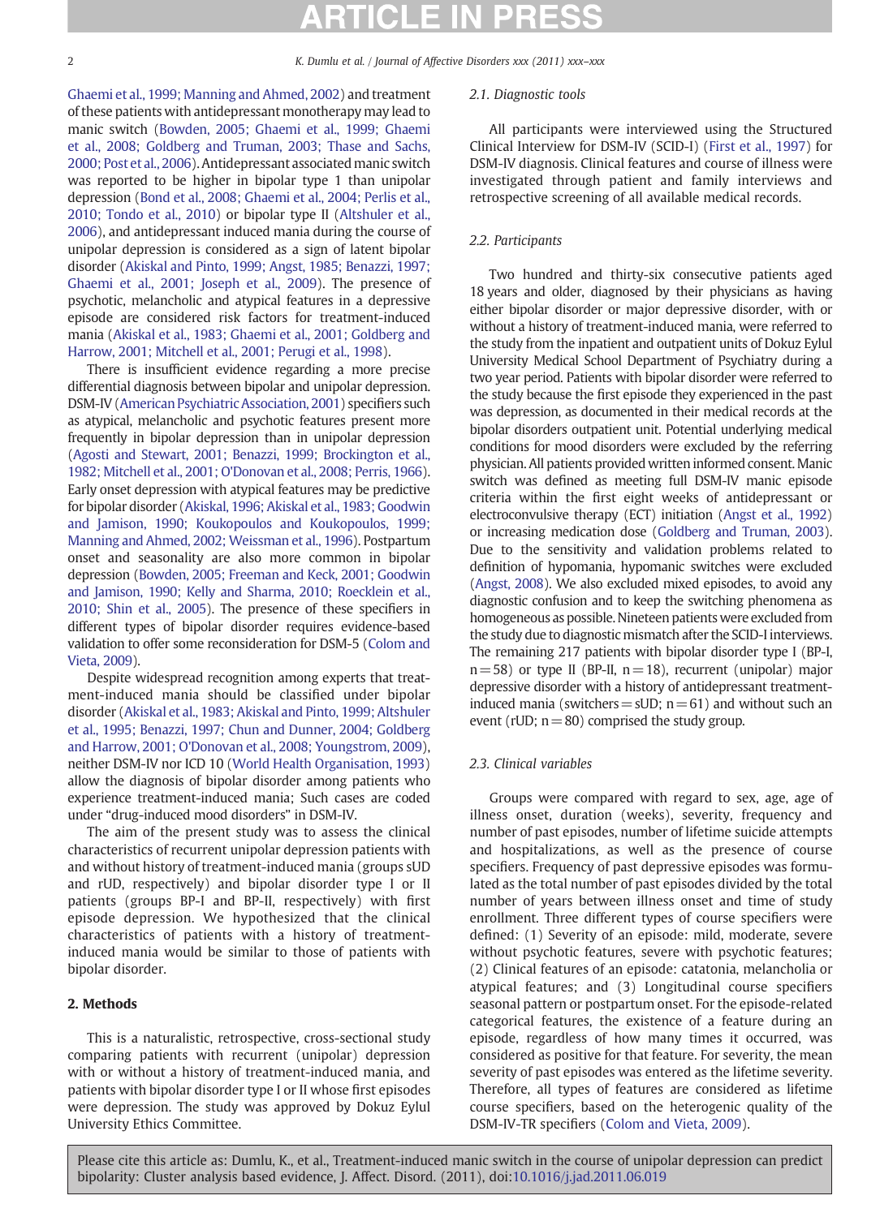Ghaemi et al., 1999; Manning and Ahmed, 2002) and treatment of these patients with antidepressant monotherapy may lead to manic switch (Bowden, 2005; Ghaemi et al., 1999; Ghaemi et al., 2008; Goldberg and Truman, 2003; Thase and Sachs, 2000; Post et al., 2006). Antidepressant associated manic switch was reported to be higher in bipolar type 1 than unipolar depression (Bond et al., 2008; Ghaemi et al., 2004; Perlis et al., 2010; Tondo et al., 2010) or bipolar type II (Altshuler et al., 2006), and antidepressant induced mania during the course of unipolar depression is considered as a sign of latent bipolar disorder (Akiskal and Pinto, 1999; Angst, 1985; Benazzi, 1997; Ghaemi et al., 2001; Joseph et al., 2009). The presence of psychotic, melancholic and atypical features in a depressive episode are considered risk factors for treatment-induced mania (Akiskal et al., 1983; Ghaemi et al., 2001; Goldberg and Harrow, 2001; Mitchell et al., 2001; Perugi et al., 1998).

There is insufficient evidence regarding a more precise differential diagnosis between bipolar and unipolar depression. DSM-IV (American Psychiatric Association, 2001) specifiers such as atypical, melancholic and psychotic features present more frequently in bipolar depression than in unipolar depression (Agosti and Stewart, 2001; Benazzi, 1999; Brockington et al., 1982; Mitchell et al., 2001; O'Donovan et al., 2008; Perris, 1966). Early onset depression with atypical features may be predictive for bipolar disorder (Akiskal, 1996; Akiskal et al., 1983; Goodwin and Jamison, 1990; Koukopoulos and Koukopoulos, 1999; Manning and Ahmed, 2002; Weissman et al., 1996). Postpartum onset and seasonality are also more common in bipolar depression (Bowden, 2005; Freeman and Keck, 2001; Goodwin and Jamison, 1990; Kelly and Sharma, 2010; Roecklein et al., 2010; Shin et al., 2005). The presence of these specifiers in different types of bipolar disorder requires evidence-based validation to offer some reconsideration for DSM-5 (Colom and Vieta, 2009).

Despite widespread recognition among experts that treatment-induced mania should be classified under bipolar disorder (Akiskal et al., 1983; Akiskal and Pinto, 1999; Altshuler et al., 1995; Benazzi, 1997; Chun and Dunner, 2004; Goldberg and Harrow, 2001; O'Donovan et al., 2008; Youngstrom, 2009), neither DSM-IV nor ICD 10 (World Health Organisation, 1993) allow the diagnosis of bipolar disorder among patients who experience treatment-induced mania; Such cases are coded under "drug-induced mood disorders" in DSM-IV.

The aim of the present study was to assess the clinical characteristics of recurrent unipolar depression patients with and without history of treatment-induced mania (groups sUD and rUD, respectively) and bipolar disorder type I or II patients (groups BP-I and BP-II, respectively) with first episode depression. We hypothesized that the clinical characteristics of patients with a history of treatment-induced mania would be similar to those of patients with bipolar disorder.

## 2. Methods

This is a naturalistic, retrospective, cross-sectional study comparing patients with recurrent (unipolar) depression with or without a history of treatment-induced mania, and patients with bipolar disorder type I or II whose first episodes were depression. The study was approved by Dokuz Eylul University Ethics Committee.

### 2.1. Diagnostic tools

All participants were interviewed using the Structured Clinical Interview for DSM-IV (SCID-I) (First et al., 1997) for DSM-IV diagnosis. Clinical features and course of illness were investigated through patient and family interviews and retrospective screening of all available medical records.

### 2.2. Participants

Two hundred and thirty-six consecutive patients aged 18 years and older, diagnosed by their physicians as having either bipolar disorder or major depressive disorder, with or without a history of treatment-induced mania, were referred to the study from the inpatient and outpatient units of Dokuz Eylul University Medical School Department of Psychiatry during a two year period. Patients with bipolar disorder were referred to the study because the first episode they experienced in the past was depression, as documented in their medical records at the bipolar disorders outpatient unit. Potential underlying medical conditions for mood disorders were excluded by the referring physician. All patients provided written informed consent. Manic switch was defined as meeting full DSM-IV manic episode criteria within the first eight weeks of antidepressant or electroconvulsive therapy (ECT) initiation (Angst et al., 1992) or increasing medication dose (Goldberg and Truman, 2003). Due to the sensitivity and validation problems related to definition of hypomania, hypomanic switches were excluded (Angst, 2008). We also excluded mixed episodes, to avoid any diagnostic confusion and to keep the switching phenomena as homogeneous as possible. Nineteen patients were excluded from the study due to diagnostic mismatch after the SCID-I interviews. The remaining 217 patients with bipolar disorder type I (BP-I, n = 58) or type II (BP-II, n = 18), recurrent (unipolar) major depressive disorder with a history of antidepressant treatment-induced mania (switchers = sUD; n = 61) and without such an event (rUD; n = 80) comprised the study group.

### 2.3. Clinical variables

Groups were compared with regard to sex, age, age of illness onset, duration (weeks), severity, frequency and number of past episodes, number of lifetime suicide attempts and hospitalizations, as well as the presence of course specifiers. Frequency of past depressive episodes was formulated as the total number of past episodes divided by the total number of years between illness onset and time of study enrollment. Three different types of course specifiers were defined: (1) Severity of an episode: mild, moderate, severe without psychotic features, severe with psychotic features; (2) Clinical features of an episode: catatonia, melancholia or atypical features; and (3) Longitudinal course specifiers seasonal pattern or postpartum onset. For the episode-related categorical features, the existence of a feature during an episode, regardless of how many times it occurred, was considered as positive for that feature. For severity, the mean severity of past episodes was entered as the lifetime severity. Therefore, all types of features are considered as lifetime course specifiers, based on the heterogenic quality of the DSM-IV-TR specifiers (Colom and Vieta, 2009).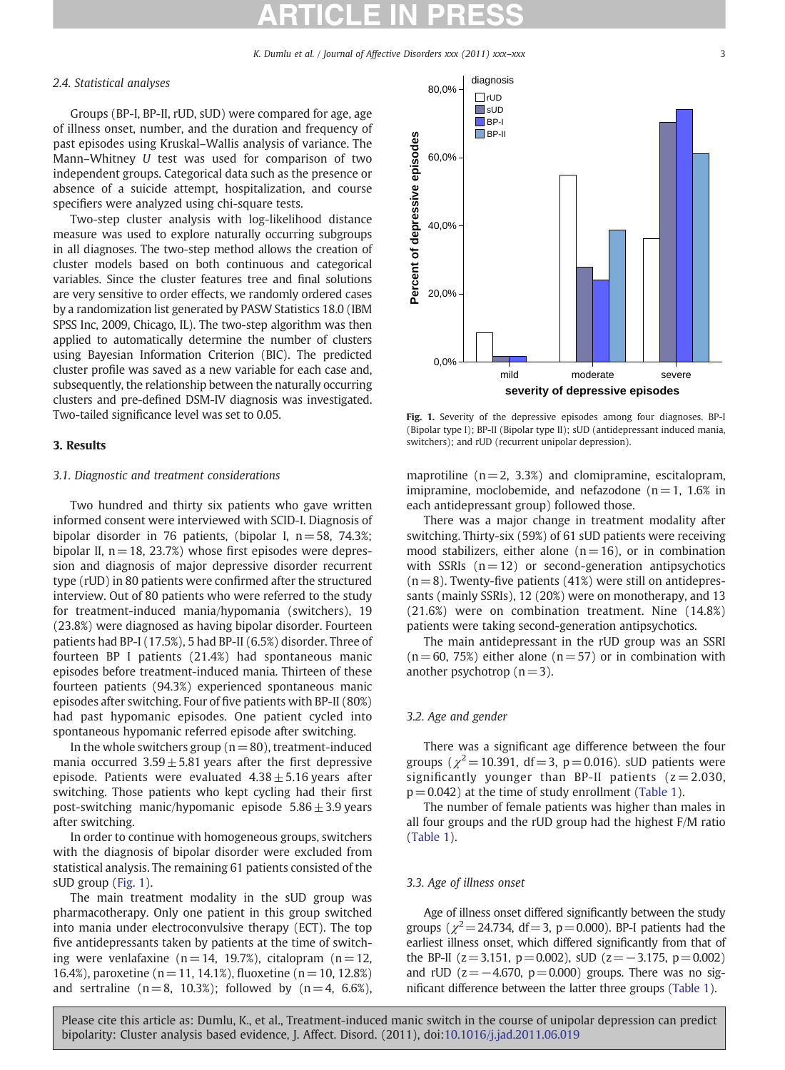### 2.4. Statistical analyses

Groups (BP-I, BP-II, rUD, sUD) were compared for age, age of illness onset, number, and the duration and frequency of past episodes using Kruskal–Wallis analysis of variance. The Mann–Whitney *U* test was used for comparison of two independent groups. Categorical data such as the presence or absence of a suicide attempt, hospitalization, and course specifiers were analyzed using chi-square tests.

Two-step cluster analysis with log-likelihood distance measure was used to explore naturally occurring subgroups in all diagnoses. The two-step method allows the creation of cluster models based on both continuous and categorical variables. Since the cluster features tree and final solutions are very sensitive to order effects, we randomly ordered cases by a randomization list generated by PASW Statistics 18.0 (IBM SPSS Inc, 2009, Chicago, IL). The two-step algorithm was then applied to automatically determine the number of clusters using Bayesian Information Criterion (BIC). The predicted cluster profile was saved as a new variable for each case and, subsequently, the relationship between the naturally occurring clusters and pre-defined DSM-IV diagnosis was investigated. Two-tailed significance level was set to 0.05.

## 3. Results

### 3.1. Diagnostic and treatment considerations

Two hundred and thirty six patients who gave written informed consent were interviewed with SCID-I. Diagnosis of bipolar disorder in 76 patients, (bipolar I, n = 58, 74.3%; bipolar II, n = 18, 23.7%) whose first episodes were depression and diagnosis of major depressive disorder recurrent type (rUD) in 80 patients were confirmed after the structured interview. Out of 80 patients who were referred to the study for treatment-induced mania/hypomania (switchers), 19 (23.8%) were diagnosed as having bipolar disorder. Fourteen patients had BP-I (17.5%), 5 had BP-II (6.5%) disorder. Three of fourteen BP I patients (21.4%) had spontaneous manic episodes before treatment-induced mania. Thirteen of these fourteen patients (94.3%) experienced spontaneous manic episodes after switching. Four of five patients with BP-II (80%) had past hypomanic episodes. One patient cycled into spontaneous hypomanic referred episode after switching.

In the whole switchers group (n = 80), treatment-induced mania occurred 3.59 ± 5.81 years after the first depressive episode. Patients were evaluated 4.38 ± 5.16 years after switching. Those patients who kept cycling had their first post-switching manic/hypomanic episode 5.86 ± 3.9 years after switching.

In order to continue with homogeneous groups, switchers with the diagnosis of bipolar disorder were excluded from statistical analysis. The remaining 61 patients consisted of the sUD group (Fig. 1).

The main treatment modality in the sUD group was pharmacotherapy. Only one patient in this group switched into mania under electroconvulsive therapy (ECT). The top five antidepressants taken by patients at the time of switching were venlafaxine (n = 14, 19.7%), citalopram (n = 12, 16.4%), paroxetine (n = 11, 14.1%), fluoxetine (n = 10, 12.8%) and sertraline (n = 8, 10.3%); followed by (n = 4, 6.6%), maprotiline (n = 2, 3.3%) and clomipramine, escitalopram, imipramine, moclobemide, and nefazodone (n = 1, 1.6% in each antidepressant group) followed those.

There was a major change in treatment modality after switching. Thirty-six (59%) of 61 sUD patients were receiving mood stabilizers, either alone (n = 16), or in combination with SSRIs (n = 12) or second-generation antipsychotics (n = 8). Twenty-five patients (41%) were still on antidepressants (mainly SSRIs), 12 (20%) were on monotherapy, and 13 (21.6%) were on combination treatment. Nine (14.8%) patients were taking second-generation antipsychotics.

The main antidepressant in the rUD group was an SSRI (n = 60, 75%) either alone (n = 57) or in combination with another psychotrop (n = 3).

**Fig. 1.** Severity of the depressive episodes among four diagnoses. BP-I (Bipolar type I); BP-II (Bipolar type II); sUD (antidepressant induced mania, switchers); and rUD (recurrent unipolar depression).

### 3.2. Age and gender

There was a significant age difference between the four groups ($\chi^2 = 10.391$, df = 3, p = 0.016). sUD patients were significantly younger than BP-II patients (z = 2.030, p = 0.042) at the time of study enrollment (Table 1).

The number of female patients was higher than males in all four groups and the rUD group had the highest F/M ratio (Table 1).

### 3.3. Age of illness onset

Age of illness onset differed significantly between the study groups ($\chi^2 = 24.734$, df = 3, p = 0.000). BP-I patients had the earliest illness onset, which differed significantly from that of the BP-II (z = 3.151, p = 0.002), sUD (z = −3.175, p = 0.002) and rUD (z = −4.670, p = 0.000) groups. There was no significant difference between the latter three groups (Table 1).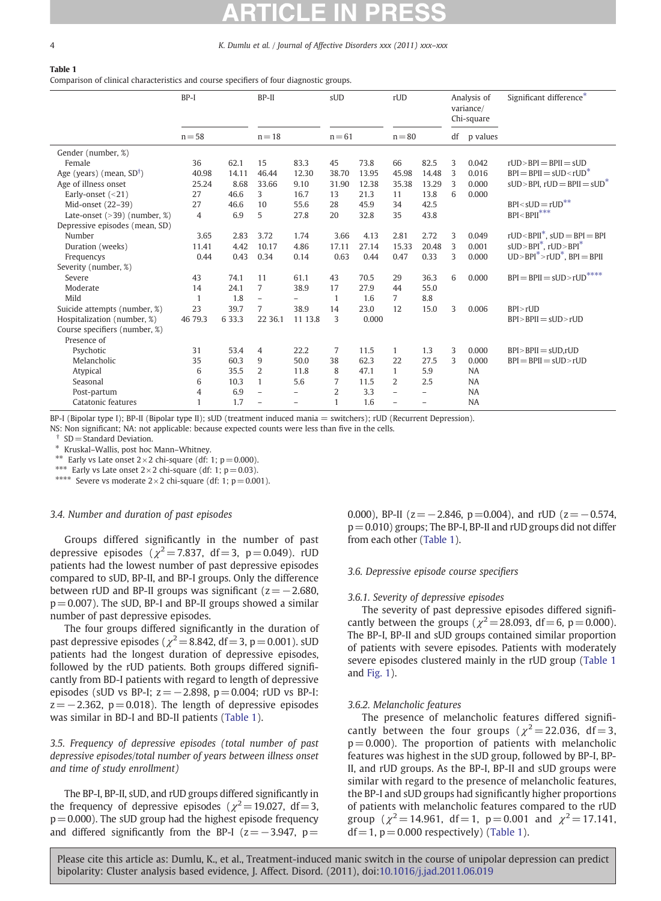**Table 1**
Comparison of clinical characteristics and course specifiers of four diagnostic groups.

| | BP-I | | BP-II | | sUD | | rUD | | Analysis of variance/ Chi-square | | Significant difference* |
|---|---|---|---|---|---|---|---|---|---|---|---|
| | n = 58 | | n = 18 | | n = 61 | | n = 80 | | df | p values | |
| Gender (number, %) | | | | | | | | | | | |
| Female | 36 | 62.1 | 15 | 83.3 | 45 | 73.8 | 66 | 82.5 | 3 | 0.042 | rUD > BPI = BPII = sUD |
| Age (years) (mean, SD†) | 40.98 | 14.11 | 46.44 | 12.30 | 38.70 | 13.95 | 45.98 | 14.48 | 3 | 0.016 | BPI = BPII = sUD < rUD* |
| Age of illness onset | 25.24 | 8.68 | 33.66 | 9.10 | 31.90 | 12.38 | 35.38 | 13.29 | 3 | 0.000 | sUD > BPI, rUD = BPII = sUD* |
| Early-onset (<21) | 27 | 46.6 | 3 | 16.7 | 13 | 21.3 | 11 | 13.8 | 6 | 0.000 | |
| Mid-onset (22–39) | 27 | 46.6 | 10 | 55.6 | 28 | 45.9 | 34 | 42.5 | | | BPI < sUD = rUD** |
| Late-onset (>39) (number, %) | 4 | 6.9 | 5 | 27.8 | 20 | 32.8 | 35 | 43.8 | | | BPI < BPII*** |
| Depressive episodes (mean, SD) | | | | | | | | | | | |
| Number | 3.65 | 2.83 | 3.72 | 1.74 | 3.66 | 4.13 | 2.81 | 2.72 | 3 | 0.049 | rUD < BPII*, sUD = BPI = BPI |
| Duration (weeks) | 11.41 | 4.42 | 10.17 | 4.86 | 17.11 | 27.14 | 15.33 | 20.48 | 3 | 0.001 | sUD > BPI*, rUD > BPI* |
| Frequencys | 0.44 | 0.43 | 0.34 | 0.14 | 0.63 | 0.44 | 0.47 | 0.33 | 3 | 0.000 | UD > BPI* > rUD*, BPI = BPII |
| Severity (number, %) | | | | | | | | | | | |
| Severe | 43 | 74.1 | 11 | 61.1 | 43 | 70.5 | 29 | 36.3 | 6 | 0.000 | BPI = BPII = sUD > rUD**** |
| Moderate | 14 | 24.1 | 7 | 38.9 | 17 | 27.9 | 44 | 55.0 | | | |
| Mild | 1 | 1.8 | – | – | 1 | 1.6 | 7 | 8.8 | | | |
| Suicide attempts (number, %) | 23 | 39.7 | 7 | 38.9 | 14 | 23.0 | 12 | 15.0 | 3 | 0.006 | BPI > rUD |
| Hospitalization (number, %) | 46 79.3 | | 6 33.3 | | 22 36.1 | | 11 13.8 | | 3 | 0.000 | BPI > BPII = sUD > rUD |
| Course specifiers (number, %) | | | | | | | | | | | |
| Presence of | | | | | | | | | | | |
| Psychotic | 31 | 53.4 | 4 | 22.2 | 7 | 11.5 | 1 | 1.3 | 3 | 0.000 | BPI > BPII = sUD,rUD |
| Melancholic | 35 | 60.3 | 9 | 50.0 | 38 | 62.3 | 22 | 27.5 | 3 | 0.000 | BPI = BPII = sUD > rUD |
| Atypical | 6 | 35.5 | 2 | 11.8 | 8 | 47.1 | 1 | 5.9 | | NA | |
| Seasonal | 6 | 10.3 | 1 | 5.6 | 7 | 11.5 | 2 | 2.5 | | NA | |
| Post-partum | 4 | 6.9 | – | – | 2 | 3.3 | – | – | | NA | |
| Catatonic features | 1 | 1.7 | – | – | 1 | 1.6 | – | – | | NA | |

BP-I (Bipolar type I); BP-II (Bipolar type II); sUD (treatment induced mania = switchers); rUD (Recurrent Depression).
NS: Non significant; NA: not applicable: because expected counts were less than five in the cells.
† SD = Standard Deviation.
\* Kruskal–Wallis, post hoc Mann–Whitney.
\** Early vs Late onset 2×2 chi-square (df: 1; p = 0.000).
\*** Early vs Late onset 2×2 chi-square (df: 1; p = 0.03).
\**** Severe vs moderate 2×2 chi-square (df: 1; p = 0.001).

### 3.4. Number and duration of past episodes

Groups differed significantly in the number of past depressive episodes ($\chi^2 = 7.837$, df = 3, $p = 0.049$). rUD patients had the lowest number of past depressive episodes compared to sUD, BP-II, and BP-I groups. Only the difference between rUD and BP-II groups was significant ($z = -2.680$, $p = 0.007$). The sUD, BP-I and BP-II groups showed a similar number of past depressive episodes.

The four groups differed significantly in the duration of past depressive episodes ($\chi^2 = 8.842$, df = 3, $p = 0.001$). sUD patients had the longest duration of depressive episodes, followed by the rUD patients. Both groups differed significantly from BD-I patients with regard to length of depressive episodes (sUD vs BP-I; $z = -2.898$, $p = 0.004$; rUD vs BP-I: $z = -2.362$, $p = 0.018$). The length of depressive episodes was similar in BD-I and BD-II patients (Table 1).

### 3.5. Frequency of depressive episodes (total number of past depressive episodes/total number of years between illness onset and time of study enrollment)

The BP-I, BP-II, sUD, and rUD groups differed significantly in the frequency of depressive episodes ($\chi^2 = 19.027$, df = 3, $p = 0.000$). The sUD group had the highest episode frequency and differed significantly from the BP-I ($z = -3.947$, $p = 0.000$), BP-II ($z = -2.846$, $p = 0.004$), and rUD ($z = -0.574$, $p = 0.010$) groups; The BP-I, BP-II and rUD groups did not differ from each other (Table 1).

### 3.6. Depressive episode course specifiers

#### 3.6.1. Severity of depressive episodes

The severity of past depressive episodes differed significantly between the groups ($\chi^2 = 28.093$, df = 6, $p = 0.000$). The BP-I, BP-II and sUD groups contained similar proportion of patients with severe episodes. Patients with moderately severe episodes clustered mainly in the rUD group (Table 1 and Fig. 1).

#### 3.6.2. Melancholic features

The presence of melancholic features differed significantly between the four groups ($\chi^2 = 22.036$, df = 3, $p = 0.000$). The proportion of patients with melancholic features was highest in the sUD group, followed by BP-I, BP-II, and rUD groups. As the BP-I, BP-II and sUD groups were similar with regard to the presence of melancholic features, the BP-I and sUD groups had significantly higher proportions of patients with melancholic features compared to the rUD group ($\chi^2 = 14.961$, df = 1, $p = 0.001$ and $\chi^2 = 17.141$, df = 1, $p = 0.000$ respectively) (Table 1).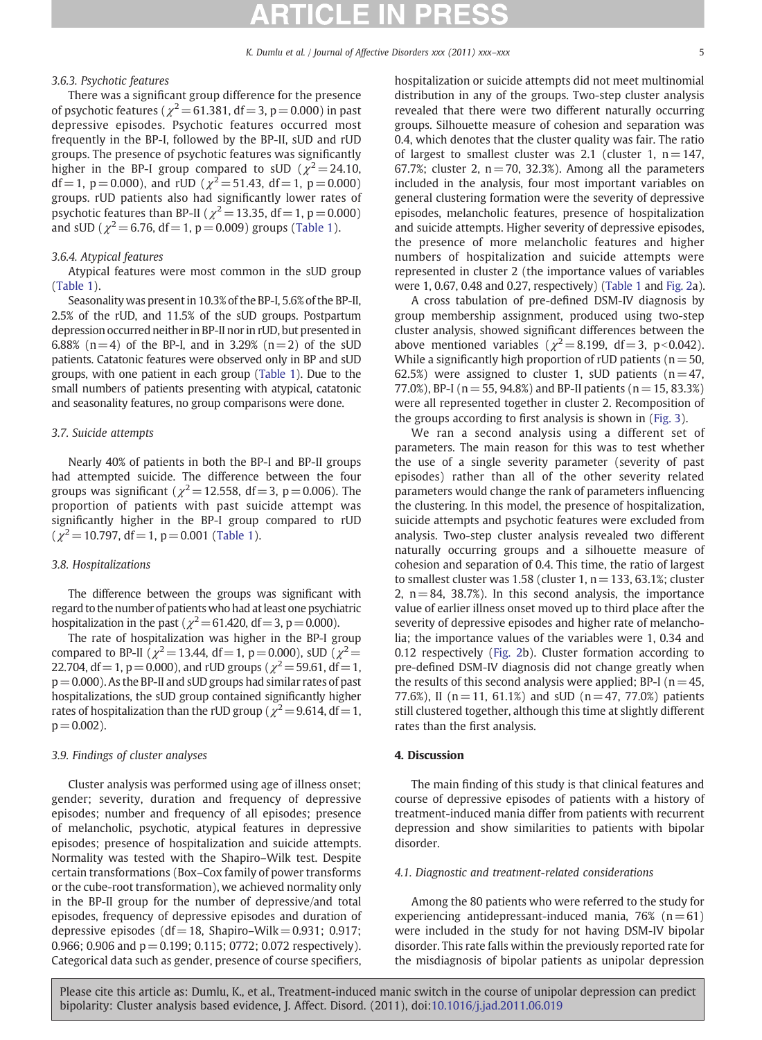#### 3.6.3. Psychotic features

There was a significant group difference for the presence of psychotic features ($\chi^2 = 61.381$, df = 3, p = 0.000) in past depressive episodes. Psychotic features occurred most frequently in the BP-I, followed by the BP-II, sUD and rUD groups. The presence of psychotic features was significantly higher in the BP-I group compared to sUD ($\chi^2 = 24.10$, df = 1, p = 0.000), and rUD ($\chi^2 = 51.43$, df = 1, p = 0.000) groups. rUD patients also had significantly lower rates of psychotic features than BP-II ($\chi^2 = 13.35$, df = 1, p = 0.000) and sUD ($\chi^2 = 6.76$, df = 1, p = 0.009) groups (Table 1).

#### 3.6.4. Atypical features

Atypical features were most common in the sUD group (Table 1).

Seasonality was present in 10.3% of the BP-I, 5.6% of the BP-II, 2.5% of the rUD, and 11.5% of the sUD groups. Postpartum depression occurred neither in BP-II nor in rUD, but presented in 6.88% (n = 4) of the BP-I, and in 3.29% (n = 2) of the sUD patients. Catatonic features were observed only in BP and sUD groups, with one patient in each group (Table 1). Due to the small numbers of patients presenting with atypical, catatonic and seasonality features, no group comparisons were done.

### 3.7. Suicide attempts

Nearly 40% of patients in both the BP-I and BP-II groups had attempted suicide. The difference between the four groups was significant ($\chi^2 = 12.558$, df = 3, p = 0.006). The proportion of patients with past suicide attempt was significantly higher in the BP-I group compared to rUD ($\chi^2 = 10.797$, df = 1, p = 0.001 (Table 1).

### 3.8. Hospitalizations

The difference between the groups was significant with regard to the number of patients who had at least one psychiatric hospitalization in the past ($\chi^2 = 61.420$, df = 3, p = 0.000).

The rate of hospitalization was higher in the BP-I group compared to BP-II ($\chi^2 = 13.44$, df = 1, p = 0.000), sUD ($\chi^2 = 22.704$, df = 1, p = 0.000), and rUD groups ($\chi^2 = 59.61$, df = 1, p = 0.000). As the BP-II and sUD groups had similar rates of past hospitalizations, the sUD group contained significantly higher rates of hospitalization than the rUD group ($\chi^2 = 9.614$, df = 1, p = 0.002).

### 3.9. Findings of cluster analyses

Cluster analysis was performed using age of illness onset; gender; severity, duration and frequency of depressive episodes; number and frequency of all episodes; presence of melancholic, psychotic, atypical features in depressive episodes; presence of hospitalization and suicide attempts. Normality was tested with the Shapiro–Wilk test. Despite certain transformations (Box–Cox family of power transforms or the cube-root transformation), we achieved normality only in the BP-II group for the number of depressive/and total episodes, frequency of depressive episodes and duration of depressive episodes (df = 18, Shapiro–Wilk = 0.931; 0.917; 0.966; 0.906 and p = 0.199; 0.115; 0772; 0.072 respectively). Categorical data such as gender, presence of course specifiers, hospitalization or suicide attempts did not meet multinomial distribution in any of the groups. Two-step cluster analysis revealed that there were two different naturally occurring groups. Silhouette measure of cohesion and separation was 0.4, which denotes that the cluster quality was fair. The ratio of largest to smallest cluster was 2.1 (cluster 1, n = 147, 67.7%; cluster 2, n = 70, 32.3%). Among all the parameters included in the analysis, four most important variables on general clustering formation were the severity of depressive episodes, melancholic features, presence of hospitalization and suicide attempts. Higher severity of depressive episodes, the presence of more melancholic features and higher numbers of hospitalization and suicide attempts were represented in cluster 2 (the importance values of variables were 1, 0.67, 0.48 and 0.27, respectively) (Table 1 and Fig. 2a).

A cross tabulation of pre-defined DSM-IV diagnosis by group membership assignment, produced using two-step cluster analysis, showed significant differences between the above mentioned variables ($\chi^2 = 8.199$, df = 3, $p < 0.042$). While a significantly high proportion of rUD patients (n = 50, 62.5%) were assigned to cluster 1, sUD patients (n = 47, 77.0%), BP-I (n = 55, 94.8%) and BP-II patients (n = 15, 83.3%) were all represented together in cluster 2. Recomposition of the groups according to first analysis is shown in (Fig. 3).

We ran a second analysis using a different set of parameters. The main reason for this was to test whether the use of a single severity parameter (severity of past episodes) rather than all of the other severity related parameters would change the rank of parameters influencing the clustering. In this model, the presence of hospitalization, suicide attempts and psychotic features were excluded from analysis. Two-step cluster analysis revealed two different naturally occurring groups and a silhouette measure of cohesion and separation of 0.4. This time, the ratio of largest to smallest cluster was 1.58 (cluster 1, n = 133, 63.1%; cluster 2, n = 84, 38.7%). In this second analysis, the importance value of earlier illness onset moved up to third place after the severity of depressive episodes and higher rate of melancholia; the importance values of the variables were 1, 0.34 and 0.12 respectively (Fig. 2b). Cluster formation according to pre-defined DSM-IV diagnosis did not change greatly when the results of this second analysis were applied; BP-I (n = 45, 77.6%), II (n = 11, 61.1%) and sUD (n = 47, 77.0%) patients still clustered together, although this time at slightly different rates than the first analysis.

## 4. Discussion

The main finding of this study is that clinical features and course of depressive episodes of patients with a history of treatment-induced mania differ from patients with recurrent depression and show similarities to patients with bipolar disorder.

### 4.1. Diagnostic and treatment-related considerations

Among the 80 patients who were referred to the study for experiencing antidepressant-induced mania, 76% (n = 61) were included in the study for not having DSM-IV bipolar disorder. This rate falls within the previously reported rate for the misdiagnosis of bipolar patients as unipolar depression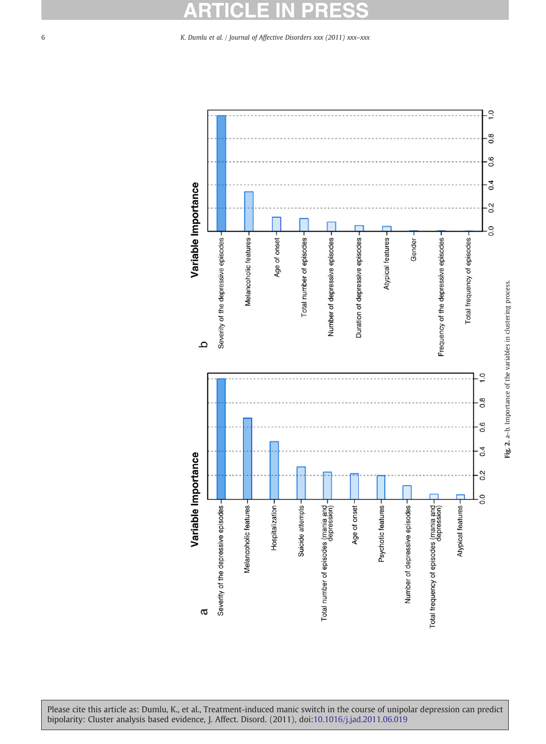**Fig. 2.** a–b. Importance of the variables in clustering process.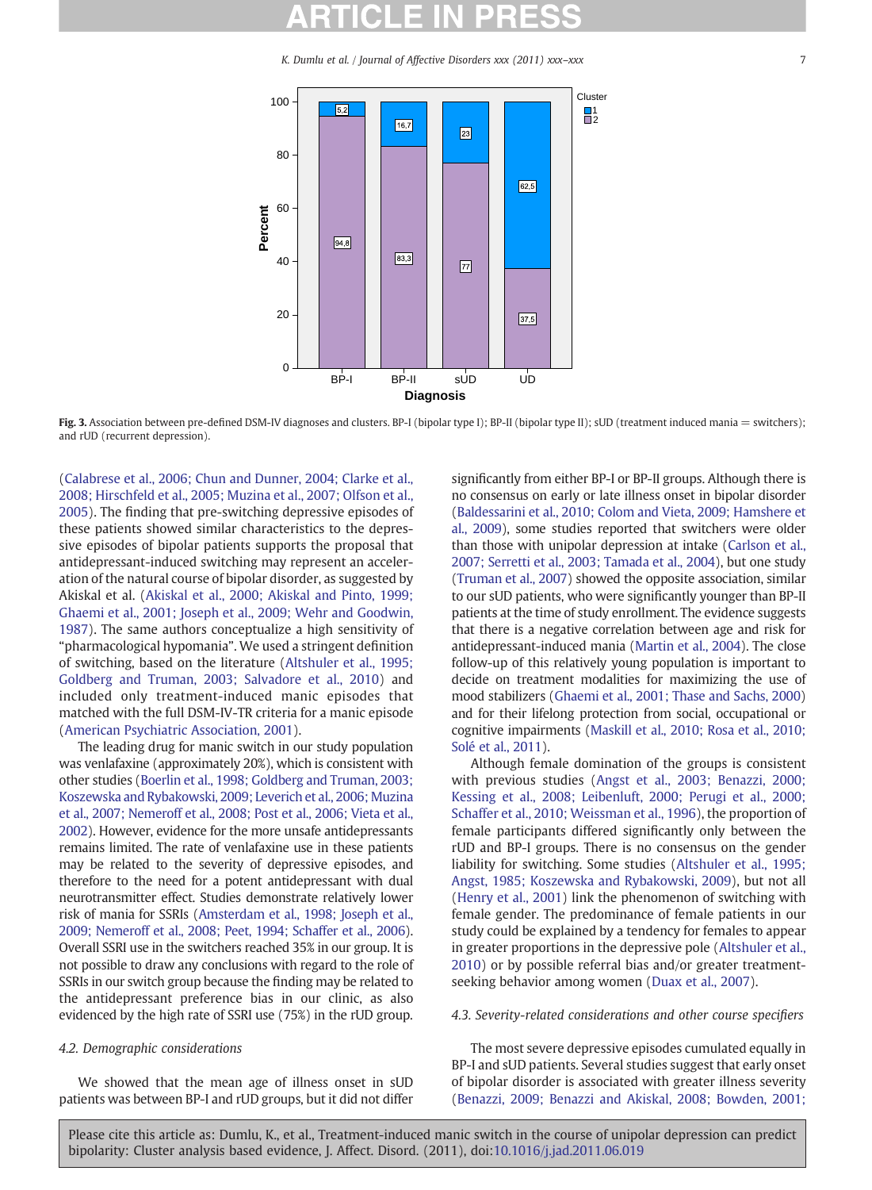**Fig. 3.** Association between pre-defined DSM-IV diagnoses and clusters. BP-I (bipolar type I); BP-II (bipolar type II); sUD (treatment induced mania = switchers); and rUD (recurrent depression).

(Calabrese et al., 2006; Chun and Dunner, 2004; Clarke et al., 2008; Hirschfeld et al., 2005; Muzina et al., 2007; Olfson et al., 2005). The finding that pre-switching depressive episodes of these patients showed similar characteristics to the depressive episodes of bipolar patients supports the proposal that antidepressant-induced switching may represent an acceleration of the natural course of bipolar disorder, as suggested by Akiskal et al. (Akiskal et al., 2000; Akiskal and Pinto, 1999; Ghaemi et al., 2001; Joseph et al., 2009; Wehr and Goodwin, 1987). The same authors conceptualize a high sensitivity of "pharmacological hypomania". We used a stringent definition of switching, based on the literature (Altshuler et al., 1995; Goldberg and Truman, 2003; Salvadore et al., 2010) and included only treatment-induced manic episodes that matched with the full DSM-IV-TR criteria for a manic episode (American Psychiatric Association, 2001).

The leading drug for manic switch in our study population was venlafaxine (approximately 20%), which is consistent with other studies (Boerlin et al., 1998; Goldberg and Truman, 2003; Koszewska and Rybakowski, 2009; Leverich et al., 2006; Muzina et al., 2007; Nemeroff et al., 2008; Post et al., 2006; Vieta et al., 2002). However, evidence for the more unsafe antidepressants remains limited. The rate of venlafaxine use in these patients may be related to the severity of depressive episodes, and therefore to the need for a potent antidepressant with dual neurotransmitter effect. Studies demonstrate relatively lower risk of mania for SSRIs (Amsterdam et al., 1998; Joseph et al., 2009; Nemeroff et al., 2008; Peet, 1994; Schaffer et al., 2006). Overall SSRI use in the switchers reached 35% in our group. It is not possible to draw any conclusions with regard to the role of SSRIs in our switch group because the finding may be related to the antidepressant preference bias in our clinic, as also evidenced by the high rate of SSRI use (75%) in the rUD group.

### 4.2. Demographic considerations

We showed that the mean age of illness onset in sUD patients was between BP-I and rUD groups, but it did not differ significantly from either BP-I or BP-II groups. Although there is no consensus on early or late illness onset in bipolar disorder (Baldessarini et al., 2010; Colom and Vieta, 2009; Hamshere et al., 2009), some studies reported that switchers were older than those with unipolar depression at intake (Carlson et al., 2007; Serretti et al., 2003; Tamada et al., 2004), but one study (Truman et al., 2007) showed the opposite association, similar to our sUD patients, who were significantly younger than BP-II patients at the time of study enrollment. The evidence suggests that there is a negative correlation between age and risk for antidepressant-induced mania (Martin et al., 2004). The close follow-up of this relatively young population is important to decide on treatment modalities for maximizing the use of mood stabilizers (Ghaemi et al., 2001; Thase and Sachs, 2000) and for their lifelong protection from social, occupational or cognitive impairments (Maskill et al., 2010; Rosa et al., 2010; Solé et al., 2011).

Although female domination of the groups is consistent with previous studies (Angst et al., 2003; Benazzi, 2000; Kessing et al., 2008; Leibenluft, 2000; Perugi et al., 2000; Schaffer et al., 2010; Weissman et al., 1996), the proportion of female participants differed significantly only between the rUD and BP-I groups. There is no consensus on the gender liability for switching. Some studies (Altshuler et al., 1995; Angst, 1985; Koszewska and Rybakowski, 2009), but not all (Henry et al., 2001) link the phenomenon of switching with female gender. The predominance of female patients in our study could be explained by a tendency for females to appear in greater proportions in the depressive pole (Altshuler et al., 2010) or by possible referral bias and/or greater treatment-seeking behavior among women (Duax et al., 2007).

### 4.3. Severity-related considerations and other course specifiers

The most severe depressive episodes cumulated equally in BP-I and sUD patients. Several studies suggest that early onset of bipolar disorder is associated with greater illness severity (Benazzi, 2009; Benazzi and Akiskal, 2008; Bowden, 2001;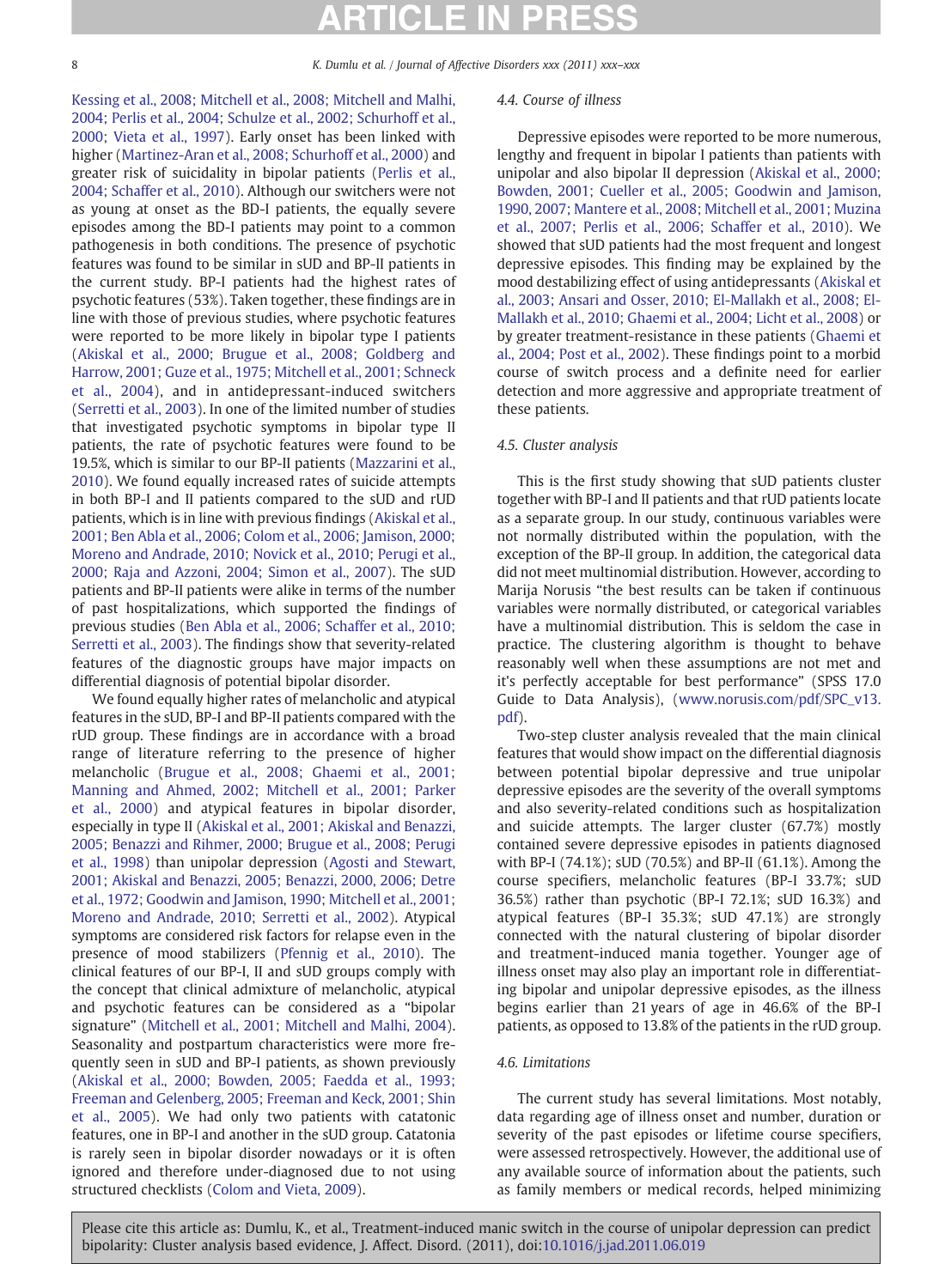Kessing et al., 2008; Mitchell et al., 2008; Mitchell and Malhi, 2004; Perlis et al., 2004; Schulze et al., 2002; Schurhoff et al., 2000; Vieta et al., 1997). Early onset has been linked with higher (Martinez-Aran et al., 2008; Schurhoff et al., 2000) and greater risk of suicidality in bipolar patients (Perlis et al., 2004; Schaffer et al., 2010). Although our switchers were not as young at onset as the BD-I patients, the equally severe episodes among the BD-I patients may point to a common pathogenesis in both conditions. The presence of psychotic features was found to be similar in sUD and BP-II patients in the current study. BP-I patients had the highest rates of psychotic features (53%). Taken together, these findings are in line with those of previous studies, where psychotic features were reported to be more likely in bipolar type I patients (Akiskal et al., 2000; Brugue et al., 2008; Goldberg and Harrow, 2001; Guze et al., 1975; Mitchell et al., 2001; Schneck et al., 2004), and antidepressant-induced switchers (Serretti et al., 2003). In one of the limited number of studies that investigated psychotic symptoms in bipolar type II patients, the rate of psychotic features were found to be 19.5%, which is similar to our BP-II patients (Mazzarini et al., 2010). We found equally increased rates of suicide attempts in both BP-I and II patients compared to the sUD and rUD patients, which is in line with previous findings (Akiskal et al., 2001; Ben Abla et al., 2006; Colom et al., 2006; Jamison, 2000; Moreno and Andrade, 2010; Novick et al., 2010; Perugi et al., 2000; Raja and Azzoni, 2004; Simon et al., 2007). The sUD patients and BP-II patients were alike in terms of the number of past hospitalizations, which supported the findings of previous studies (Ben Abla et al., 2006; Schaffer et al., 2010; Serretti et al., 2003). The findings show that severity-related features of the diagnostic groups have major impacts on differential diagnosis of potential bipolar disorder.

We found equally higher rates of melancholic and atypical features in the sUD, BP-I and BP-II patients compared with the rUD group. These findings are in accordance with a broad range of literature referring to the presence of higher melancholic (Brugue et al., 2008; Ghaemi et al., 2001; Manning and Ahmed, 2002; Mitchell et al., 2001; Parker et al., 2000) and atypical features in bipolar disorder, especially in type II (Akiskal et al., 2001; Akiskal and Benazzi, 2005; Benazzi and Rihmer, 2000; Brugue et al., 2008; Perugi et al., 1998) than unipolar depression (Agosti and Stewart, 2001; Akiskal and Benazzi, 2005; Benazzi, 2000, 2006; Detre et al., 1972; Goodwin and Jamison, 1990; Mitchell et al., 2001; Moreno and Andrade, 2010; Serretti et al., 2002). Atypical symptoms are considered risk factors for relapse even in the presence of mood stabilizers (Pfennig et al., 2010). The clinical features of our BP-I, II and sUD groups comply with the concept that clinical admixture of melancholic, atypical and psychotic features can be considered as a "bipolar signature" (Mitchell et al., 2001; Mitchell and Malhi, 2004). Seasonality and postpartum characteristics were more frequently seen in sUD and BP-I patients, as shown previously (Akiskal et al., 2000; Bowden, 2005; Faedda et al., 1993; Freeman and Gelenberg, 2005; Freeman and Keck, 2001; Shin et al., 2005). We had only two patients with catatonic features, one in BP-I and another in the sUD group. Catatonia is rarely seen in bipolar disorder nowadays or it is often ignored and therefore under-diagnosed due to not using structured checklists (Colom and Vieta, 2009).

### 4.4. Course of illness

Depressive episodes were reported to be more numerous, lengthy and frequent in bipolar I patients than patients with unipolar and also bipolar II depression (Akiskal et al., 2000; Bowden, 2001; Cueller et al., 2005; Goodwin and Jamison, 1990, 2007; Mantere et al., 2008; Mitchell et al., 2001; Muzina et al., 2007; Perlis et al., 2006; Schaffer et al., 2010). We showed that sUD patients had the most frequent and longest depressive episodes. This finding may be explained by the mood destabilizing effect of using antidepressants (Akiskal et al., 2003; Ansari and Osser, 2010; El-Mallakh et al., 2008; El-Mallakh et al., 2010; Ghaemi et al., 2004; Licht et al., 2008) or by greater treatment-resistance in these patients (Ghaemi et al., 2004; Post et al., 2002). These findings point to a morbid course of switch process and a definite need for earlier detection and more aggressive and appropriate treatment of these patients.

### 4.5. Cluster analysis

This is the first study showing that sUD patients cluster together with BP-I and II patients and that rUD patients locate as a separate group. In our study, continuous variables were not normally distributed within the population, with the exception of the BP-II group. In addition, the categorical data did not meet multinomial distribution. However, according to Marija Norusis "the best results can be taken if continuous variables were normally distributed, or categorical variables have a multinomial distribution. This is seldom the case in practice. The clustering algorithm is thought to behave reasonably well when these assumptions are not met and it's perfectly acceptable for best performance" (SPSS 17.0 Guide to Data Analysis), (www.norusis.com/pdf/SPC_v13.pdf).

Two-step cluster analysis revealed that the main clinical features that would show impact on the differential diagnosis between potential bipolar depressive and true unipolar depressive episodes are the severity of the overall symptoms and also severity-related conditions such as hospitalization and suicide attempts. The larger cluster (67.7%) mostly contained severe depressive episodes in patients diagnosed with BP-I (74.1%); sUD (70.5%) and BP-II (61.1%). Among the course specifiers, melancholic features (BP-I 33.7%; sUD 36.5%) rather than psychotic (BP-I 72.1%; sUD 16.3%) and atypical features (BP-I 35.3%; sUD 47.1%) are strongly connected with the natural clustering of bipolar disorder and treatment-induced mania together. Younger age of illness onset may also play an important role in differentiating bipolar and unipolar depressive episodes, as the illness begins earlier than 21 years of age in 46.6% of the BP-I patients, as opposed to 13.8% of the patients in the rUD group.

### 4.6. Limitations

The current study has several limitations. Most notably, data regarding age of illness onset and number, duration or severity of the past episodes or lifetime course specifiers, were assessed retrospectively. However, the additional use of any available source of information about the patients, such as family members or medical records, helped minimizing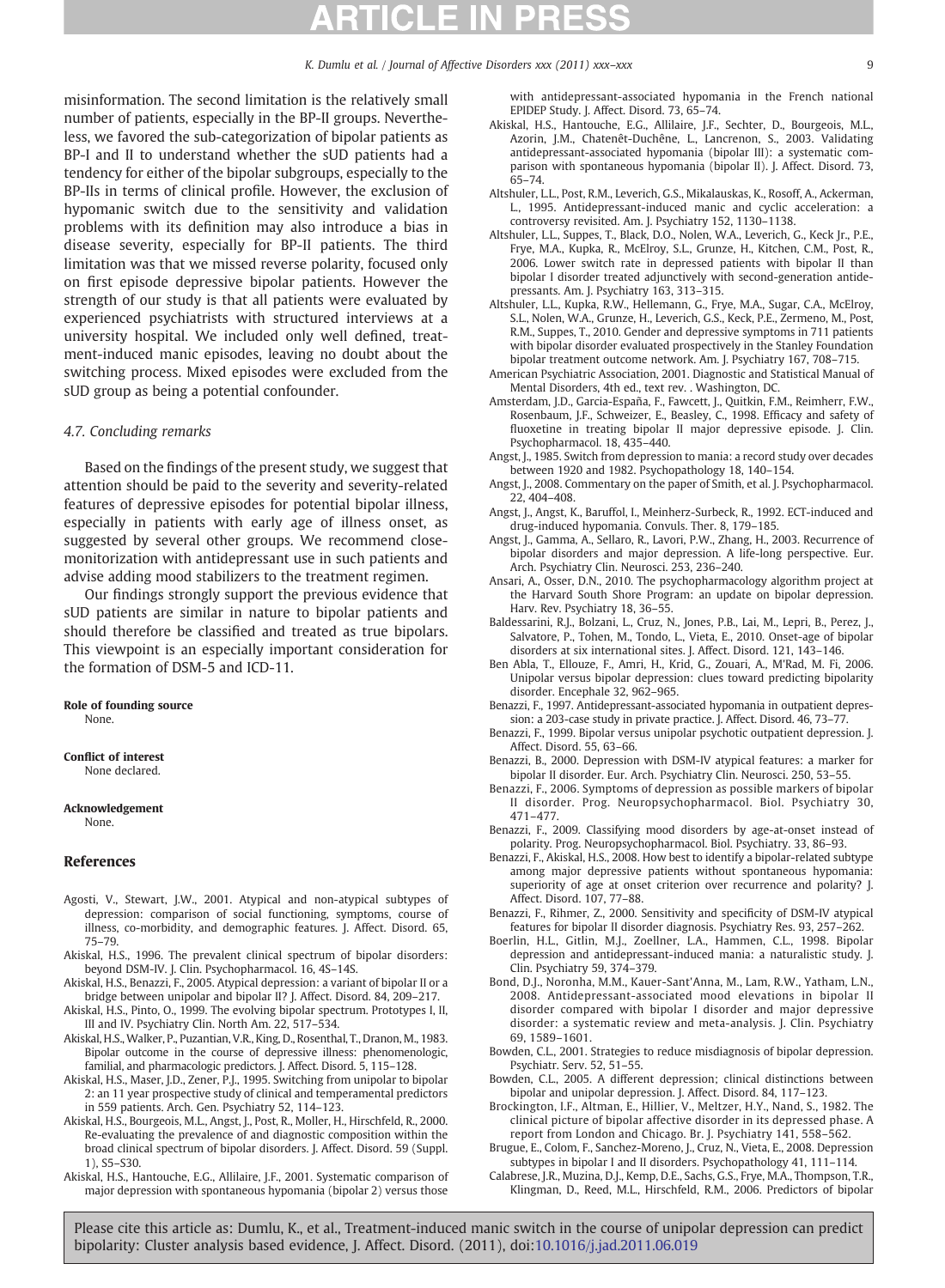misinformation. The second limitation is the relatively small number of patients, especially in the BP-II groups. Nevertheless, we favored the sub-categorization of bipolar patients as BP-I and II to understand whether the sUD patients had a tendency for either of the bipolar subgroups, especially to the BP-IIs in terms of clinical profile. However, the exclusion of hypomanic switch due to the sensitivity and validation problems with its definition may also introduce a bias in disease severity, especially for BP-II patients. The third limitation was that we missed reverse polarity, focused only on first episode depressive bipolar patients. However the strength of our study is that all patients were evaluated by experienced psychiatrists with structured interviews at a university hospital. We included only well defined, treatment-induced manic episodes, leaving no doubt about the switching process. Mixed episodes were excluded from the sUD group as being a potential confounder.

### 4.7. Concluding remarks

Based on the findings of the present study, we suggest that attention should be paid to the severity and severity-related features of depressive episodes for potential bipolar illness, especially in patients with early age of illness onset, as suggested by several other groups. We recommend close-monitorization with antidepressant use in such patients and advise adding mood stabilizers to the treatment regimen.

Our findings strongly support the previous evidence that sUD patients are similar in nature to bipolar patients and should therefore be classified and treated as true bipolars. This viewpoint is an especially important consideration for the formation of DSM-5 and ICD-11.

**Role of founding source**
None.

**Conflict of interest**
None declared.

**Acknowledgement**
None.

## References

Agosti, V., Stewart, J.W., 2001. Atypical and non-atypical subtypes of depression: comparison of social functioning, symptoms, course of illness, co-morbidity, and demographic features. J. Affect. Disord. 65, 75–79.

Akiskal, H.S., 1996. The prevalent clinical spectrum of bipolar disorders: beyond DSM-IV. J. Clin. Psychopharmacol. 16, 4S–14S.

Akiskal, H.S., Benazzi, F., 2005. Atypical depression: a variant of bipolar II or a bridge between unipolar and bipolar II? J. Affect. Disord. 84, 209–217.

Akiskal, H.S., Pinto, O., 1999. The evolving bipolar spectrum. Prototypes I, II, III and IV. Psychiatry Clin. North Am. 22, 517–534.

Akiskal, H.S., Walker, P., Puzantian, V.R., King, D., Rosenthal, T., Dranon, M., 1983. Bipolar outcome in the course of depressive illness: phenomenologic, familial, and pharmacologic predictors. J. Affect. Disord. 5, 115–128.

Akiskal, H.S., Maser, J.D., Zener, P.J., 1995. Switching from unipolar to bipolar 2: an 11 year prospective study of clinical and temperamental predictors in 559 patients. Arch. Gen. Psychiatry 52, 114–123.

Akiskal, H.S., Bourgeois, M.L., Angst, J., Post, R., Moller, H., Hirschfeld, R., 2000. Re-evaluating the prevalence of and diagnostic composition within the broad clinical spectrum of bipolar disorders. J. Affect. Disord. 59 (Suppl. 1), S5–S30.

Akiskal, H.S., Hantouche, E.G., Allilaire, J.F., 2001. Systematic comparison of major depression with spontaneous hypomania (bipolar 2) versus those with antidepressant-associated hypomania in the French national EPIDEP Study. J. Affect. Disord. 73, 65–74.

Akiskal, H.S., Hantouche, E.G., Allilaire, J.F., Sechter, D., Bourgeois, M.L., Azorin, J.M., Chatenêt-Duchêne, L., Lancrenon, S., 2003. Validating antidepressant-associated hypomania (bipolar III): a systematic comparison with spontaneous hypomania (bipolar II). J. Affect. Disord. 73, 65–74.

Altshuler, L.L., Post, R.M., Leverich, G.S., Mikalauskas, K., Rosoff, A., Ackerman, L., 1995. Antidepressant-induced manic and cyclic acceleration: a controversy revisited. Am. J. Psychiatry 152, 1130–1138.

Altshuler, L.L., Suppes, T., Black, D.O., Nolen, W.A., Leverich, G., Keck Jr., P.E., Frye, M.A., Kupka, R., McElroy, S.L., Grunze, H., Kitchen, C.M., Post, R., 2006. Lower switch rate in depressed patients with bipolar II than bipolar I disorder treated adjunctively with second-generation antidepressants. Am. J. Psychiatry 163, 313–315.

Altshuler, L.L., Kupka, R.W., Hellemann, G., Frye, M.A., Sugar, C.A., McElroy, S.L., Nolen, W.A., Grunze, H., Leverich, G., Keck, P.E., Zermeno, M., Post, R.M., Suppes, T., 2010. Gender and depressive symptoms in 711 patients with bipolar disorder evaluated prospectively in the Stanley Foundation bipolar treatment outcome network. Am. J. Psychiatry 167, 708–715.

American Psychiatric Association, 2001. Diagnostic and Statistical Manual of Mental Disorders, 4th ed., text rev. . Washington, DC.

Amsterdam, J.D., Garcia-España, F., Fawcett, J., Quitkin, F.M., Reimherr, F.W., Rosenbaum, J.F., Schweizer, E., Beasley, C., 1998. Efficacy and safety of fluoxetine in treating bipolar II major depressive episode. J. Clin. Psychopharmacol. 18, 435–440.

Angst, J., 1985. Switch from depression to mania: a record study over decades between 1920 and 1982. Psychopathology 18, 140–154.

Angst, J., 2008. Commentary on the paper of Smith, et al. J. Psychopharmacol. 22, 404–408.

Angst, J., Angst, K., Baruffol, I., Meinherz-Surbeck, R., 1992. ECT-induced and drug-induced hypomania. Convuls. Ther. 8, 179–185.

Angst, J., Gamma, A., Sellaro, R., Lavori, P.W., Zhang, H., 2003. Recurrence of bipolar disorders and major depression. A life-long perspective. Eur. Arch. Psychiatry Clin. Neurosci. 253, 236–240.

Ansari, A., Osser, D.N., 2010. The psychopharmacology algorithm project at the Harvard South Shore Program: an update on bipolar depression. Harv. Rev. Psychiatry 18, 36–55.

Baldessarini, R.J., Bolzani, L., Cruz, N., Jones, P.B., Lai, M., Lepri, B., Perez, J., Salvatore, P., Tohen, M., Tondo, L., Vieta, E., 2010. Onset-age of bipolar disorders at six international sites. J. Affect. Disord. 121, 143–146.

Ben Abla, T., Ellouze, F., Amri, H., Krid, G., Zouari, A., M'Rad, M. Fi, 2006. Unipolar versus bipolar depression: clues toward predicting bipolarity disorder. Encephale 32, 962–965.

Benazzi, F., 1997. Antidepressant-associated hypomania in outpatient depression: a 203-case study in private practice. J. Affect. Disord. 46, 73–77.

Benazzi, F., 1999. Bipolar versus unipolar psychotic outpatient depression. J. Affect. Disord. 55, 63–66.

Benazzi, B., 2000. Depression with DSM-IV atypical features: a marker for bipolar II disorder. Eur. Arch. Psychiatry Clin. Neurosci. 250, 53–55.

Benazzi, F., 2006. Symptoms of depression as possible markers of bipolar II disorder. Prog. Neuropsychopharmacol. Biol. Psychiatry 30, 471–477.

Benazzi, F., 2009. Classifying mood disorders by age-at-onset instead of polarity. Prog. Neuropsychopharmacol. Biol. Psychiatry. 33, 86–93.

Benazzi, F., Akiskal, H.S., 2008. How best to identify a bipolar-related subtype among major depressive patients without spontaneous hypomania: superiority of age at onset criterion over recurrence and polarity? J. Affect. Disord. 107, 77–88.

Benazzi, F., Rihmer, Z., 2000. Sensitivity and specificity of DSM-IV atypical features for bipolar II disorder diagnosis. Psychiatry Res. 93, 257–262.

Boerlin, H.L., Gitlin, M.J., Zoellner, L.A., Hammen, C.L., 1998. Bipolar depression and antidepressant-induced mania: a naturalistic study. J. Clin. Psychiatry 59, 374–379.

Bond, D.J., Noronha, M.M., Kauer-Sant'Anna, M., Lam, R.W., Yatham, L.N., 2008. Antidepressant-associated mood elevations in bipolar II disorder compared with bipolar I disorder and major depressive disorder: a systematic review and meta-analysis. J. Clin. Psychiatry 69, 1589–1601.

Bowden, C.L., 2001. Strategies to reduce misdiagnosis of bipolar depression. Psychiatr. Serv. 52, 51–55.

Bowden, C.L., 2005. A different depression; clinical distinctions between bipolar and unipolar depression. J. Affect. Disord. 84, 117–123.

Brockington, I.F., Altman, E., Hillier, V., Meltzer, H.Y., Nand, S., 1982. The clinical picture of bipolar affective disorder in its depressed phase. A report from London and Chicago. Br. J. Psychiatry 141, 558–562.

Brugue, E., Colom, F., Sanchez-Moreno, J., Cruz, N., Vieta, E., 2008. Depression subtypes in bipolar I and II disorders. Psychopathology 41, 111–114.

Calabrese, J.R., Muzina, D.J., Kemp, D.E., Sachs, G.S., Frye, M.A., Thompson, T.R., Klingman, D., Reed, M.L., Hirschfeld, R.M., 2006. Predictors of bipolar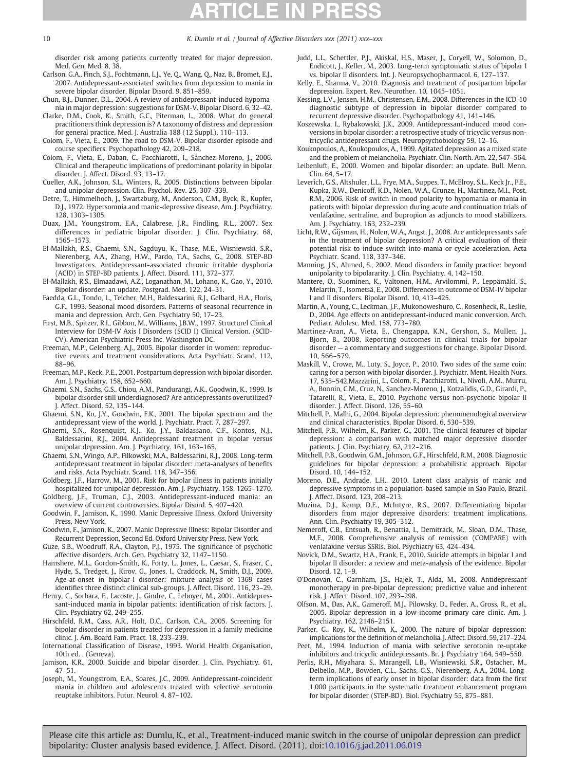disorder risk among patients currently treated for major depression. Med. Gen. Med. 8, 38.

Carlson, G.A., Finch, S.J., Fochtmann, L.J., Ye, Q., Wang, Q., Naz, B., Bromet, E.J., 2007. Antidepressant-associated switches from depression to mania in severe bipolar disorder. Bipolar Disord. 9, 851–859.

Chun, B.J., Dunner, D.L., 2004. A review of antidepressant-induced hypomania in major depression: suggestions for DSM-V. Bipolar Disord. 6, 32–42.

Clarke, D.M., Cook, K., Smith, G.C., Piterman, L., 2008. What do general practitioners think depression is? A taxonomy of distress and depression for general practice. Med. J. Australia 188 (12 Suppl.), 110–113.

Colom, F., Vieta, E., 2009. The road to DSM-V. Bipolar disorder episode and course specifiers. Psychopathology 42, 209–218.

Colom, F., Vieta, E., Daban, C., Pacchiarotti, I., Sánchez-Moreno, J., 2006. Clinical and therapeutic implications of predominant polarity in bipolar disorder. J. Affect. Disord. 93, 13–17.

Cueller, A.K., Johnson, S.L., Winters, R., 2005. Distinctions between bipolar and unipolar depression. Clin. Psychol. Rev. 25, 307–339.

Detre, T., Himmelhoch, J., Swartzburg, M., Anderson, C.M., Byck, R., Kupfer, D.J., 1972. Hypersomnia and manic-depressive disease. Am. J. Psychiatry. 128, 1303–1305.

Duax, J.M., Youngstrom, E.A., Calabrese, J.R., Findling, R.L., 2007. Sex differences in pediatric bipolar disorder. J. Clin. Psychiatry. 68, 1565–1573.

El-Mallakh, R.S., Ghaemi, S.N., Sagduyu, K., Thase, M.E., Wisniewski, S.R., Nierenberg, A.A., Zhang, H.W., Pardo, T.A., Sachs, G., 2008. STEP-BD Investigators. Antidepressant-associated chronic irritable dysphoria (ACID) in STEP-BD patients. J. Affect. Disord. 111, 372–377.

El-Mallakh, R.S., Elmaadawi, A.Z., Loganathan, M., Lohano, K., Gao, Y., 2010. Bipolar disorder: an update. Postgrad. Med. 122, 24–31.

Faedda, G.L., Tondo, L., Teicher, M.H., Baldessarini, R.J., Gelbard, H.A., Floris, G.F., 1993. Seasonal mood disorders. Patterns of seasonal recurrence in mania and depression. Arch. Gen. Psychiatry 50, 17–23.

First, M.B., Spitzer, R.I., Gibbon, M., Williams, J.B.W., 1997. Structurel Clinical Interview for DSM-IV Axis I Disorders (SCID I) Clinical Version. (SCID-CV). American Psychiatric Press Inc, Washington DC.

Freeman, M.P., Gelenberg, A.J., 2005. Bipolar disorder in women: reproductive events and treatment considerations. Acta Psychiatr. Scand. 112, 88–96.

Freeman, M.P., Keck, P.E., 2001. Postpartum depression with bipolar disorder. Am. J. Psychiatry. 158, 652–660.

Ghaemi, S.N., Sachs, G.S., Chiou, A.M., Pandurangi, A.K., Goodwin, K., 1999. Is bipolar disorder still underdiagnosed? Are antidepressants overutilized? J. Affect. Disord. 52, 135–144.

Ghaemi, S.N., Ko, J.Y., Goodwin, F.K., 2001. The bipolar spectrum and the antidepressant view of the world. J. Psychiatr. Pract. 7, 287–297.

Ghaemi, S.N., Rosenquist, K.J., Ko, J.Y., Baldassano, C.F., Kontos, N.J., Baldessarini, R.J., 2004. Antidepressant treatment in bipolar versus unipolar depression. Am. J. Psychiatry. 161, 163–165.

Ghaemi, S.N., Wingo, A.P., Filkowski, M.A., Baldessarini, R.J., 2008. Long-term antidepressant treatment in bipolar disorder: meta-analyses of benefits and risks. Acta Psychiatr. Scand. 118, 347–356.

Goldberg, J.F., Harrow, M., 2001. Risk for bipolar illness in patients initially hospitalized for unipolar depression. Am. J. Psychiatry. 158, 1265–1270.

Goldberg, J.F., Truman, C.J., 2003. Antidepressant-induced mania: an overview of current controversies. Bipolar Disord. 5, 407–420.

Goodwin, F., Jamison, K., 1990. Manic Depressive Illness. Oxford University Press, New York.

Goodwin, F., Jamison, K., 2007. Manic Depressive Illness: Bipolar Disorder and Recurrent Depression, Second Ed. Oxford University Press, New York.

Guze, S.B., Woodruff, R.A., Clayton, P.J., 1975. The significance of psychotic affective disorders. Arch. Gen. Psychiatry 32, 1147–1150.

Hamshere, M.L., Gordon-Smith, K., Forty, L., Jones, L., Caesar, S., Fraser, C., Hyde, S., Tredget, J., Kirov, G., Jones, I., Craddock, N., Smith, D.J., 2009. Age-at-onset in bipolar-I disorder: mixture analysis of 1369 cases identifies three distinct clinical sub-groups. J. Affect. Disord. 116, 23–29.

Henry, C., Sorbara, F., Lacoste, J., Gindre, C., Leboyer, M., 2001. Antidepressant-induced mania in bipolar patients: identification of risk factors. J. Clin. Psychiatry 62, 249–255.

Hirschfeld, R.M., Cass, A.R., Holt, D.C., Carlson, C.A., 2005. Screening for bipolar disorder in patients treated for depression in a family medicine clinic. J. Am. Board Fam. Pract. 18, 233–239.

International Classification of Disease, 1993. World Health Organisation, 10th ed. . (Geneva).

Jamison, K.R., 2000. Suicide and bipolar disorder. J. Clin. Psychiatry. 61, 47–51.

Joseph, M., Youngstrom, E.A., Soares, J.C., 2009. Antidepressant-coincident mania in children and adolescents treated with selective serotonin reuptake inhibitors. Futur. Neurol. 4, 87–102.

Judd, L.L., Schettler, P.J., Akiskal, H.S., Maser, J., Coryell, W., Solomon, D., Endicott, J., Keller, M., 2003. Long-term symptomatic status of bipolar I vs. bipolar II disorders. Int. J. Neuropsychopharmacol. 6, 127–137.

Kelly, E., Sharma, V., 2010. Diagnosis and treatment of postpartum bipolar depression. Expert. Rev. Neurother. 10, 1045–1051.

Kessing, L.V., Jensen, H.M., Christensen, E.M., 2008. Differences in the ICD-10 diagnostic subtype of depression in bipolar disorder compared to recurrent depressive disorder. Psychopathology 41, 141–146.

Koszewska, I., Rybakowski, J.K., 2009. Antidepressant-induced mood conversions in bipolar disorder: a retrospective study of tricyclic versus non-tricyclic antidepressant drugs. Neuropsychobiology 59, 12–16.

Koukopoulos, A., Koukopoulos, A., 1999. Agitated depression as a mixed state and the problem of melancholia. Psychiatr. Clin. North. Am. 22, 547–564.

Leibenluft, E., 2000. Women and bipolar disorder: an update. Bull. Menn. Clin. 64, 5–17.

Leverich, G.S., Altshuler, L.L., Frye, M.A., Suppes, T., McElroy, S.L., Keck Jr., P.E., Kupka, R.W., Denicoff, K.D., Nolen, W.A., Grunze, H., Martinez, M.I., Post, R.M., 2006. Risk of switch in mood polarity to hypomania or mania in patients with bipolar depression during acute and continuation trials of venlafaxine, sertraline, and bupropion as adjuncts to mood stabilizers. Am. J. Psychiatry. 163, 232–239.

Licht, R.W., Gijsman, H., Nolen, W.A., Angst, J., 2008. Are antidepressants safe in the treatment of bipolar depression? A critical evaluation of their potential risk to induce switch into mania or cycle acceleration. Acta Psychiatr. Scand. 118, 337–346.

Manning, J.S., Ahmed, S., 2002. Mood disorders in family practice: beyond unipolarity to bipolararity. J. Clin. Psychiatry. 4, 142–150.

Mantere, O., Suominen, K., Valtonen, H.M., Arvilommi, P., Leppämäki, S., Melartin, T., Isometsä, E., 2008. Differences in outcome of DSM-IV bipolar I and II disorders. Bipolar Disord. 10, 413–425.

Martin, A., Young, C., Leckman, J.F., Mukonoweshuro, C., Rosenheck, R., Leslie, D., 2004. Age effects on antidepressant-induced manic conversion. Arch. Pediatr. Adolesc. Med. 158, 773–780.

Martinez-Aran, A., Vieta, E., Chengappa, K.N., Gershon, S., Mullen, J., Bjorn, B., 2008. Reporting outcomes in clinical trials for bipolar disorder — a commentary and suggestions for change. Bipolar Disord. 10, 566–579.

Maskill, V., Crowe, M., Luty, S., Joyce, P., 2010. Two sides of the same coin: caring for a person with bipolar disorder. J. Psychiatr. Ment. Health Nurs. 17, 535–542.Mazzarini, L., Colom, F., Pacchiarotti, I., Nivoli, A.M., Murru, A., Bonnin, C.M., Cruz, N., Sanchez-Moreno, J., Kotzalidis, G.D., Girardi, P., Tatarelli, R., Vieta, E., 2010. Psychotic versus non-psychotic bipolar II disorder. J. Affect. Disord. 126, 55–60.

Mitchell, P., Malhi, G., 2004. Bipolar depression: phenomenological overview and clinical characteristics. Bipolar Disord. 6, 530–539.

Mitchell, P.B., Wilhelm, K., Parker, G., 2001. The clinical features of bipolar depression: a comparison with matched major depressive disorder patients. J. Clin. Psychiatry. 62, 212–216.

Mitchell, P.B., Goodwin, G.M., Johnson, G.F., Hirschfeld, R.M., 2008. Diagnostic guidelines for bipolar depression: a probabilistic approach. Bipolar Disord. 10, 144–152.

Moreno, D.E., Andrade, L.H., 2010. Latent class analysis of manic and depressive symptoms in a population-based sample in Sao Paulo, Brazil. J. Affect. Disord. 123, 208–213.

Muzina, D.J., Kemp, D.E., McIntyre, R.S., 2007. Differentiating bipolar disorders from major depressive disorders: treatment implications. Ann. Clin. Psychiatry 19, 305–312.

Nemeroff, C.B., Entsuah, R., Benattia, I., Demitrack, M., Sloan, D.M., Thase, M.E., 2008. Comprehensive analysis of remission (COMPARE) with venlafaxine versus SSRIs. Biol. Psychiatry 63, 424–434.

Novick, D.M., Swartz, H.A., Frank, E., 2010. Suicide attempts in bipolar I and bipolar II disorder: a review and meta-analysis of the evidence. Bipolar Disord. 12, 1–9.

O'Donovan, C., Garnham, J.S., Hajek, T., Alda, M., 2008. Antidepressant monotherapy in pre-bipolar depression; predictive value and inherent risk. J. Affect. Disord. 107, 293–298.

Olfson, M., Das, A.K., Gameroff, M.J., Pilowsky, D., Feder, A., Gross, R., et al., 2005. Bipolar depression in a low-income primary care clinic. Am. J. Psychiatry. 162, 2146–2151.

Parker, G., Roy, K., Wilhelm, K., 2000. The nature of bipolar depression: implications for the definition of melancholia. J. Affect. Disord. 59, 217–224.

Peet, M., 1994. Induction of mania with selective serotonin re-uptake inhibitors and tricyclic antidepressants. Br. J. Psychiatry 164, 549–550.

Perlis, R.H., Miyahara, S., Marangell, L.B., Wisniewski, S.R., Ostacher, M., Delbello, M.P., Bowden, C.L., Sachs, G.S., Nierenberg, A.A., 2004. Long-term implications of early onset in bipolar disorder: data from the first 1,000 participants in the systematic treatment enhancement program for bipolar disorder (STEP-BD). Biol. Psychiatry 55, 875–881.

Please cite this article as: Dumlu, K., et al., Treatment-induced manic switch in the course of unipolar depression can predict bipolarity: Cluster analysis based evidence, J. Affect. Disord. (2011), doi:10.1016/j.jad.2011.06.019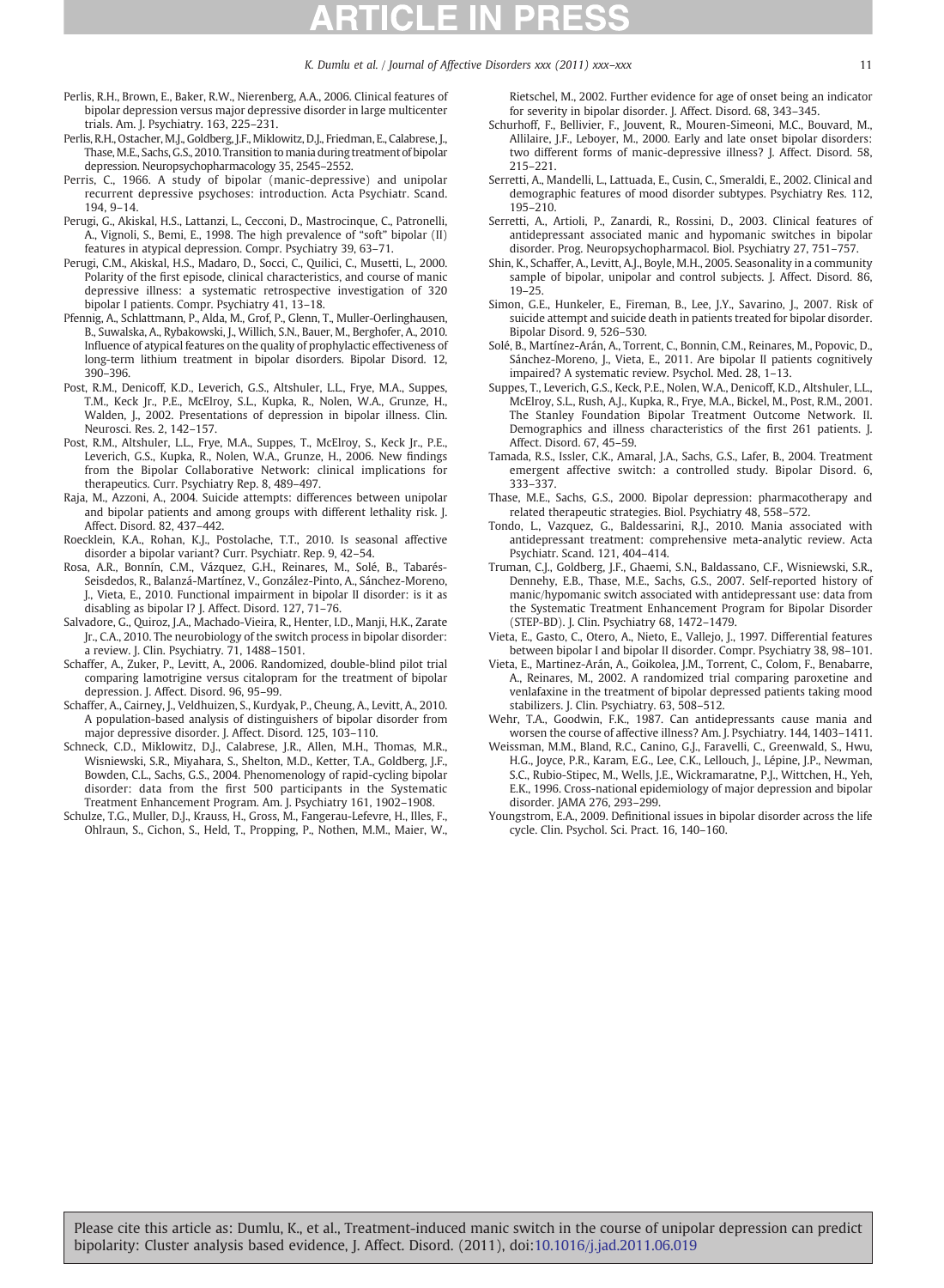Perlis, R.H., Brown, E., Baker, R.W., Nierenberg, A.A., 2006. Clinical features of bipolar depression versus major depressive disorder in large multicenter trials. Am. J. Psychiatry. 163, 225–231.

Perlis, R.H., Ostacher, M.J., Goldberg, J.F., Miklowitz, D.J., Friedman, E., Calabrese, J., Thase, M.E., Sachs, G.S., 2010. Transition to mania during treatment of bipolar depression. Neuropsychopharmacology 35, 2545–2552.

Perris, C., 1966. A study of bipolar (manic-depressive) and unipolar recurrent depressive psychoses: introduction. Acta Psychiatr. Scand. 194, 9–14.

Perugi, G., Akiskal, H.S., Lattanzi, L., Cecconi, D., Mastrocinque, C., Patronelli, A., Vignoli, S., Bemi, E., 1998. The high prevalence of "soft" bipolar (II) features in atypical depression. Compr. Psychiatry 39, 63–71.

Perugi, C.M., Akiskal, H.S., Madaro, D., Socci, C., Quilici, C., Musetti, L., 2000. Polarity of the first episode, clinical characteristics, and course of manic depressive illness: a systematic retrospective investigation of 320 bipolar I patients. Compr. Psychiatry 41, 13–18.

Pfennig, A., Schlattmann, P., Alda, M., Grof, P., Glenn, T., Muller-Oerlinghausen, B., Suwalska, A., Rybakowski, J., Willich, S.N., Bauer, M., Berghofer, A., 2010. Influence of atypical features on the quality of prophylactic effectiveness of long-term lithium treatment in bipolar disorders. Bipolar Disord. 12, 390–396.

Post, R.M., Denicoff, K.D., Leverich, G.S., Altshuler, L.L., Frye, M.A., Suppes, T.M., Keck Jr., P.E., McElroy, S.L., Kupka, R., Nolen, W.A., Grunze, H., Walden, J., 2002. Presentations of depression in bipolar illness. Clin. Neurosci. Res. 2, 142–157.

Post, R.M., Altshuler, L.L., Frye, M.A., Suppes, T., McElroy, S., Keck Jr., P.E., Leverich, G.S., Kupka, R., Nolen, W.A., Grunze, H., 2006. New findings from the Bipolar Collaborative Network: clinical implications for therapeutics. Curr. Psychiatry Rep. 8, 489–497.

Raja, M., Azzoni, A., 2004. Suicide attempts: differences between unipolar and bipolar patients and among groups with different lethality risk. J. Affect. Disord. 82, 437–442.

Roecklein, K.A., Rohan, K.J., Postolache, T.T., 2010. Is seasonal affective disorder a bipolar variant? Curr. Psychiatr. Rep. 9, 42–54.

Rosa, A.R., Bonnín, C.M., Vázquez, G.H., Reinares, M., Solé, B., Tabarés-Seisdedos, R., Balanzá-Martínez, V., González-Pinto, A., Sánchez-Moreno, J., Vieta, E., 2010. Functional impairment in bipolar II disorder: is it as disabling as bipolar I? J. Affect. Disord. 127, 71–76.

Salvadore, G., Quiroz, J.A., Machado-Vieira, R., Henter, I.D., Manji, H.K., Zarate Jr., C.A., 2010. The neurobiology of the switch process in bipolar disorder: a review. J. Clin. Psychiatry. 71, 1488–1501.

Schaffer, A., Zuker, P., Levitt, A., 2006. Randomized, double-blind pilot trial comparing lamotrigine versus citalopram for the treatment of bipolar depression. J. Affect. Disord. 96, 95–99.

Schaffer, A., Cairney, J., Veldhuizen, S., Kurdyak, P., Cheung, A., Levitt, A., 2010. A population-based analysis of distinguishers of bipolar disorder from major depressive disorder. J. Affect. Disord. 125, 103–110.

Schneck, C.D., Miklowitz, D.J., Calabrese, J.R., Allen, M.H., Thomas, M.R., Wisniewski, S.R., Miyahara, S., Shelton, M.D., Ketter, T.A., Goldberg, J.F., Bowden, C.L., Sachs, G.S., 2004. Phenomenology of rapid-cycling bipolar disorder: data from the first 500 participants in the Systematic Treatment Enhancement Program. Am. J. Psychiatry 161, 1902–1908.

Schulze, T.G., Muller, D.J., Krauss, H., Gross, M., Fangerau-Lefevre, H., Illes, F., Ohlraun, S., Cichon, S., Held, T., Propping, P., Nothen, M.M., Maier, W., Rietschel, M., 2002. Further evidence for age of onset being an indicator for severity in bipolar disorder. J. Affect. Disord. 68, 343–345.

Schurhoff, F., Bellivier, F., Jouvent, R., Mouren-Simeoni, M.C., Bouvard, M., Allilaire, J.F., Leboyer, M., 2000. Early and late onset bipolar disorders: two different forms of manic-depressive illness? J. Affect. Disord. 58, 215–221.

Serretti, A., Mandelli, L., Lattuada, E., Cusin, C., Smeraldi, E., 2002. Clinical and demographic features of mood disorder subtypes. Psychiatry Res. 112, 195–210.

Serretti, A., Artioli, P., Zanardi, R., Rossini, D., 2003. Clinical features of antidepressant associated manic and hypomanic switches in bipolar disorder. Prog. Neuropsychopharmacol. Biol. Psychiatry 27, 751–757.

Shin, K., Schaffer, A., Levitt, A.J., Boyle, M.H., 2005. Seasonality in a community sample of bipolar, unipolar and control subjects. J. Affect. Disord. 86, 19–25.

Simon, G.E., Hunkeler, E., Fireman, B., Lee, J.Y., Savarino, J., 2007. Risk of suicide attempt and suicide death in patients treated for bipolar disorder. Bipolar Disord. 9, 526–530.

Solé, B., Martínez-Arán, A., Torrent, C., Bonnin, C.M., Reinares, M., Popovic, D., Sánchez-Moreno, J., Vieta, E., 2011. Are bipolar II patients cognitively impaired? A systematic review. Psychol. Med. 28, 1–13.

Suppes, T., Leverich, G.S., Keck, P.E., Nolen, W.A., Denicoff, K.D., Altshuler, L.L., McElroy, S.L., Rush, A.J., Kupka, R., Frye, M.A., Bickel, M., Post, R.M., 2001. The Stanley Foundation Bipolar Treatment Outcome Network. II. Demographics and illness characteristics of the first 261 patients. J. Affect. Disord. 67, 45–59.

Tamada, R.S., Issler, C.K., Amaral, J.A., Sachs, G.S., Lafer, B., 2004. Treatment emergent affective switch: a controlled study. Bipolar Disord. 6, 333–337.

Thase, M.E., Sachs, G.S., 2000. Bipolar depression: pharmacotherapy and related therapeutic strategies. Biol. Psychiatry 48, 558–572.

Tondo, L., Vazquez, G., Baldessarini, R.J., 2010. Mania associated with antidepressant treatment: comprehensive meta-analytic review. Acta Psychiatr. Scand. 121, 404–414.

Truman, C.J., Goldberg, J.F., Ghaemi, S.N., Baldassano, C.F., Wisniewski, S.R., Dennehy, E.B., Thase, M.E., Sachs, G.S., 2007. Self-reported history of manic/hypomanic switch associated with antidepressant use: data from the Systematic Treatment Enhancement Program for Bipolar Disorder (STEP-BD). J. Clin. Psychiatry 68, 1472–1479.

Vieta, E., Gasto, C., Otero, A., Nieto, E., Vallejo, J., 1997. Differential features between bipolar I and bipolar II disorder. Compr. Psychiatry 38, 98–101.

Vieta, E., Martinez-Arán, A., Goikolea, J.M., Torrent, C., Colom, F., Benabarre, A., Reinares, M., 2002. A randomized trial comparing paroxetine and venlafaxine in the treatment of bipolar depressed patients taking mood stabilizers. J. Clin. Psychiatry. 63, 508–512.

Wehr, T.A., Goodwin, F.K., 1987. Can antidepressants cause mania and worsen the course of affective illness? Am. J. Psychiatry. 144, 1403–1411.

Weissman, M.M., Bland, R.C., Canino, G.J., Faravelli, C., Greenwald, S., Hwu, H.G., Joyce, P.R., Karam, E.G., Lee, C.K., Lellouch, J., Lépine, J.P., Newman, S.C., Rubio-Stipec, M., Wells, J.E., Wickramaratne, P.J., Wittchen, H., Yeh, E.K., 1996. Cross-national epidemiology of major depression and bipolar disorder. JAMA 276, 293–299.

Youngstrom, E.A., 2009. Definitional issues in bipolar disorder across the life cycle. Clin. Psychol. Sci. Pract. 16, 140–160.